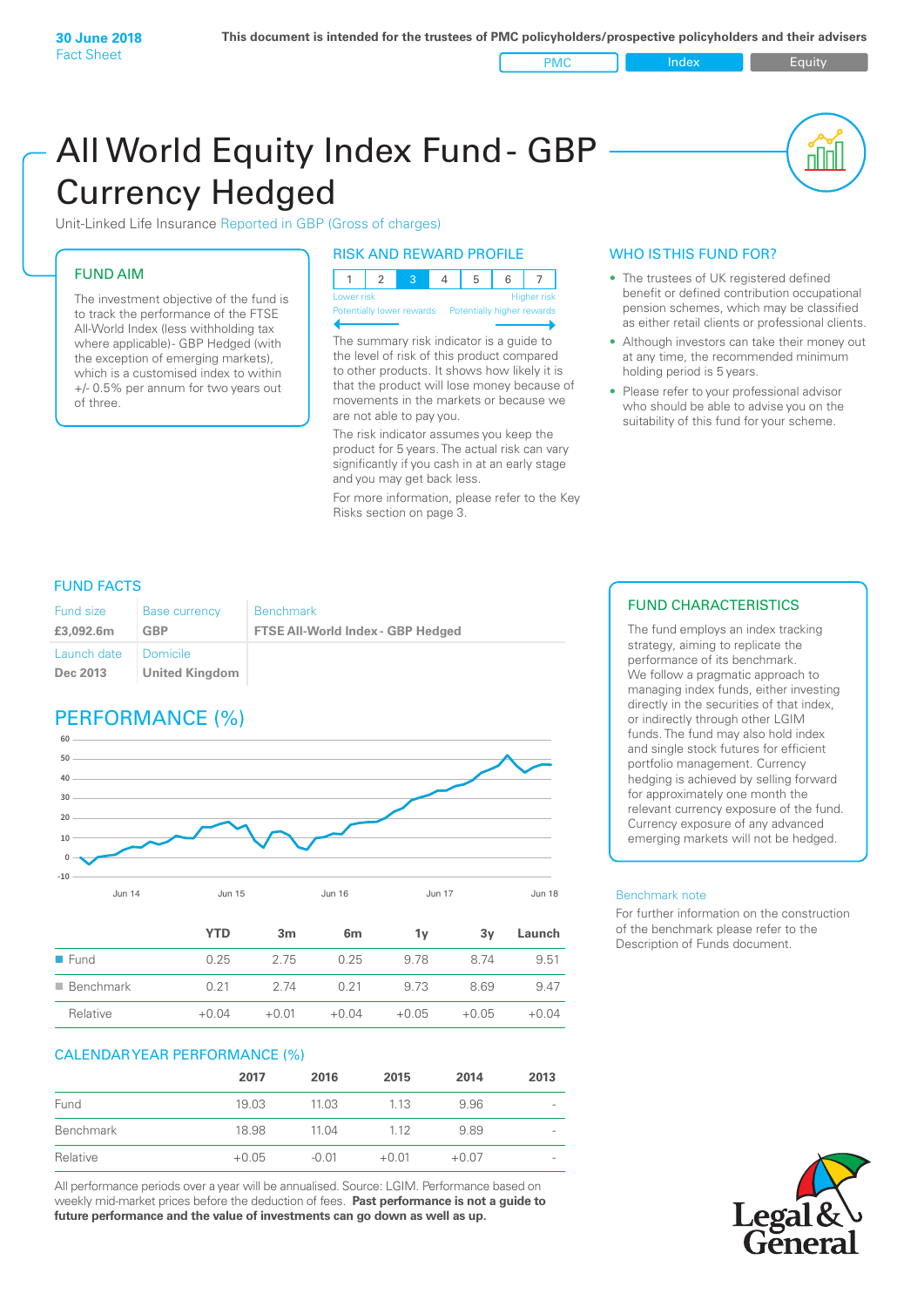**30 June 2018**
Fact Sheet

**This document is intended for the trustees of PMC policyholders/prospective policyholders and their advisers**

PMC | Index | Equity

# All World Equity Index Fund - GBP Currency Hedged

Unit-Linked Life Insurance Reported in GBP (Gross of charges)

## FUND AIM

The investment objective of the fund is to track the performance of the FTSE All-World Index (less withholding tax where applicable)- GBP Hedged (with the exception of emerging markets), which is a customised index to within +/- 0.5% per annum for two years out of three.

## RISK AND REWARD PROFILE

| 1 | 2 | 3 | 4 | 5 | 6 | 7 |
|---|---|---|---|---|---|---|

Lower risk — Higher risk
Potentially lower rewards — Potentially higher rewards

The summary risk indicator is a guide to the level of risk of this product compared to other products. It shows how likely it is that the product will lose money because of movements in the markets or because we are not able to pay you.

The risk indicator assumes you keep the product for 5 years. The actual risk can vary significantly if you cash in at an early stage and you may get back less.

For more information, please refer to the Key Risks section on page 3.

## WHO IS THIS FUND FOR?

- The trustees of UK registered defined benefit or defined contribution occupational pension schemes, which may be classified as either retail clients or professional clients.
- Although investors can take their money out at any time, the recommended minimum holding period is 5 years.
- Please refer to your professional advisor who should be able to advise you on the suitability of this fund for your scheme.

## FUND FACTS

| Fund size | Base currency | Benchmark |
|---|---|---|
| **£3,092.6m** | **GBP** | **FTSE All-World Index - GBP Hedged** |
| Launch date | Domicile | |
| **Dec 2013** | **United Kingdom** | |

## FUND CHARACTERISTICS

The fund employs an index tracking strategy, aiming to replicate the performance of its benchmark.
We follow a pragmatic approach to managing index funds, either investing directly in the securities of that index, or indirectly through other LGIM funds. The fund may also hold index and single stock futures for efficient portfolio management. Currency hedging is achieved by selling forward for approximately one month the relevant currency exposure of the fund. Currency exposure of any advanced emerging markets will not be hedged.

## PERFORMANCE (%)

| | YTD | 3m | 6m | 1y | 3y | Launch |
|---|---|---|---|---|---|---|
| Fund | 0.25 | 2.75 | 0.25 | 9.78 | 8.74 | 9.51 |
| Benchmark | 0.21 | 2.74 | 0.21 | 9.73 | 8.69 | 9.47 |
| Relative | +0.04 | +0.01 | +0.04 | +0.05 | +0.05 | +0.04 |

## CALENDAR YEAR PERFORMANCE (%)

| | 2017 | 2016 | 2015 | 2014 | 2013 |
|---|---|---|---|---|---|
| Fund | 19.03 | 11.03 | 1.13 | 9.96 | - |
| Benchmark | 18.98 | 11.04 | 1.12 | 9.89 | - |
| Relative | +0.05 | -0.01 | +0.01 | +0.07 | - |

All performance periods over a year will be annualised. Source: LGIM. Performance based on weekly mid-market prices before the deduction of fees. **Past performance is not a guide to future performance and the value of investments can go down as well as up.**

Benchmark note

For further information on the construction of the benchmark please refer to the Description of Funds document.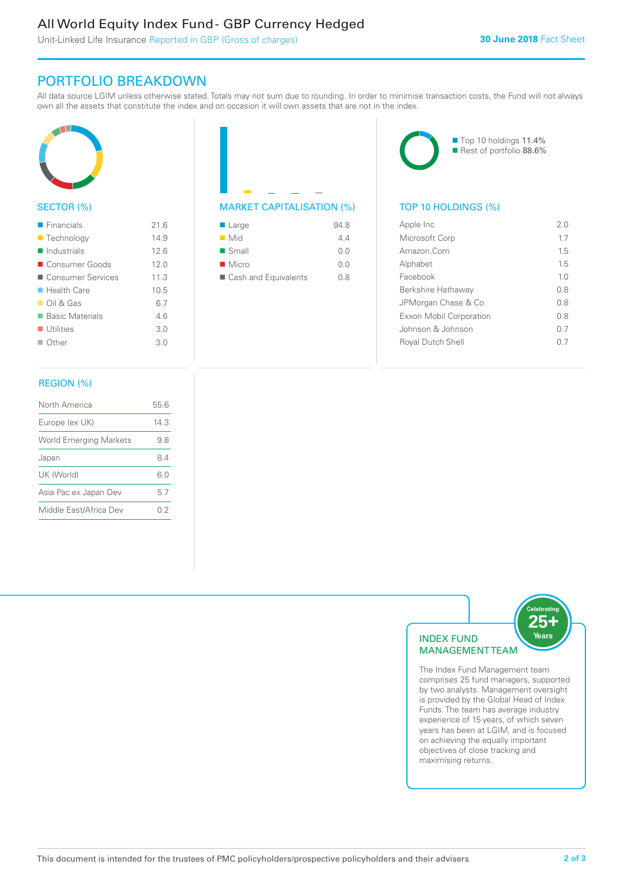# All World Equity Index Fund - GBP Currency Hedged

Unit-Linked Life Insurance Reported in GBP (Gross of charges)

**30 June 2018** Fact Sheet

## PORTFOLIO BREAKDOWN

All data source LGIM unless otherwise stated. Totals may not sum due to rounding. In order to minimise transaction costs, the Fund will not always own all the assets that constitute the index and on occasion it will own assets that are not in the index.

### SECTOR (%)

| Sector | % |
|---|---|
| Financials | 21.6 |
| Technology | 14.9 |
| Industrials | 12.6 |
| Consumer Goods | 12.0 |
| Consumer Services | 11.3 |
| Health Care | 10.5 |
| Oil & Gas | 6.7 |
| Basic Materials | 4.6 |
| Utilities | 3.0 |
| Other | 3.0 |

### MARKET CAPITALISATION (%)

| Market Capitalisation | % |
|---|---|
| Large | 94.8 |
| Mid | 4.4 |
| Small | 0.0 |
| Micro | 0.0 |
| Cash and Equivalents | 0.8 |

Top 10 holdings 11.4%
Rest of portfolio 88.6%

### TOP 10 HOLDINGS (%)

| Holding | % |
|---|---|
| Apple Inc | 2.0 |
| Microsoft Corp | 1.7 |
| Amazon.Com | 1.5 |
| Alphabet | 1.5 |
| Facebook | 1.0 |
| Berkshire Hathaway | 0.8 |
| JPMorgan Chase & Co | 0.8 |
| Exxon Mobil Corporation | 0.8 |
| Johnson & Johnson | 0.7 |
| Royal Dutch Shell | 0.7 |

### REGION (%)

| Region | % |
|---|---|
| North America | 55.6 |
| Europe (ex UK) | 14.3 |
| World Emerging Markets | 9.8 |
| Japan | 8.4 |
| UK (World) | 6.0 |
| Asia Pac ex Japan Dev | 5.7 |
| Middle East/Africa Dev | 0.2 |

### INDEX FUND MANAGEMENT TEAM

Celebrating 25+ Years

The Index Fund Management team comprises 25 fund managers, supported by two analysts. Management oversight is provided by the Global Head of Index Funds. The team has average industry experience of 15 years, of which seven years has been at LGIM, and is focused on achieving the equally important objectives of close tracking and maximising returns.

This document is intended for the trustees of PMC policyholders/prospective policyholders and their advisers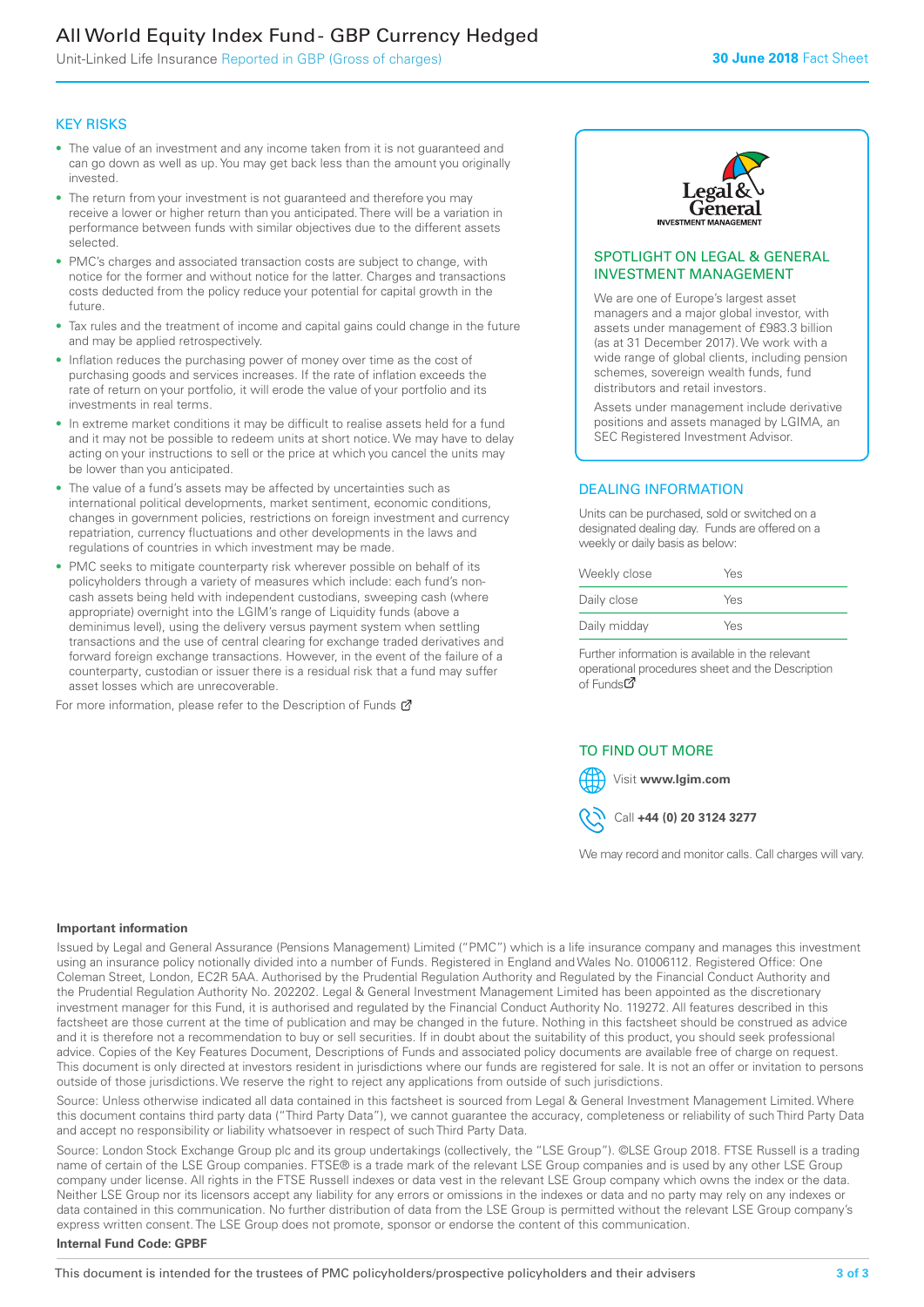## KEY RISKS

- The value of an investment and any income taken from it is not guaranteed and can go down as well as up. You may get back less than the amount you originally invested.
- The return from your investment is not guaranteed and therefore you may receive a lower or higher return than you anticipated. There will be a variation in performance between funds with similar objectives due to the different assets selected.
- PMC's charges and associated transaction costs are subject to change, with notice for the former and without notice for the latter. Charges and transactions costs deducted from the policy reduce your potential for capital growth in the future.
- Tax rules and the treatment of income and capital gains could change in the future and may be applied retrospectively.
- Inflation reduces the purchasing power of money over time as the cost of purchasing goods and services increases. If the rate of inflation exceeds the rate of return on your portfolio, it will erode the value of your portfolio and its investments in real terms.
- In extreme market conditions it may be difficult to realise assets held for a fund and it may not be possible to redeem units at short notice. We may have to delay acting on your instructions to sell or the price at which you cancel the units may be lower than you anticipated.
- The value of a fund's assets may be affected by uncertainties such as international political developments, market sentiment, economic conditions, changes in government policies, restrictions on foreign investment and currency repatriation, currency fluctuations and other developments in the laws and regulations of countries in which investment may be made.
- PMC seeks to mitigate counterparty risk wherever possible on behalf of its policyholders through a variety of measures which include: each fund's non-cash assets being held with independent custodians, sweeping cash (where appropriate) overnight into the LGIM's range of Liquidity funds (above a deminimus level), using the delivery versus payment system when settling transactions and the use of central clearing for exchange traded derivatives and forward foreign exchange transactions. However, in the event of the failure of a counterparty, custodian or issuer there is a residual risk that a fund may suffer asset losses which are unrecoverable.

For more information, please refer to the Description of Funds

## SPOTLIGHT ON LEGAL & GENERAL INVESTMENT MANAGEMENT

We are one of Europe's largest asset managers and a major global investor, with assets under management of £983.3 billion (as at 31 December 2017). We work with a wide range of global clients, including pension schemes, sovereign wealth funds, fund distributors and retail investors.

Assets under management include derivative positions and assets managed by LGIMA, an SEC Registered Investment Advisor.

## DEALING INFORMATION

Units can be purchased, sold or switched on a designated dealing day. Funds are offered on a weekly or daily basis as below:

| | |
|---|---|
| Weekly close | Yes |
| Daily close | Yes |
| Daily midday | Yes |

Further information is available in the relevant operational procedures sheet and the Description of Funds

## TO FIND OUT MORE

Visit **www.lgim.com**

Call **+44 (0) 20 3124 3277**

We may record and monitor calls. Call charges will vary.

**Important information**

Issued by Legal and General Assurance (Pensions Management) Limited ("PMC") which is a life insurance company and manages this investment using an insurance policy notionally divided into a number of Funds. Registered in England and Wales No. 01006112. Registered Office: One Coleman Street, London, EC2R 5AA. Authorised by the Prudential Regulation Authority and Regulated by the Financial Conduct Authority and the Prudential Regulation Authority No. 202202. Legal & General Investment Management Limited has been appointed as the discretionary investment manager for this Fund, it is authorised and regulated by the Financial Conduct Authority No. 119272. All features described in this factsheet are those current at the time of publication and may be changed in the future. Nothing in this factsheet should be construed as advice and it is therefore not a recommendation to buy or sell securities. If in doubt about the suitability of this product, you should seek professional advice. Copies of the Key Features Document, Descriptions of Funds and associated policy documents are available free of charge on request. This document is only directed at investors resident in jurisdictions where our funds are registered for sale. It is not an offer or invitation to persons outside of those jurisdictions. We reserve the right to reject any applications from outside of such jurisdictions.

Source: Unless otherwise indicated all data contained in this factsheet is sourced from Legal & General Investment Management Limited. Where this document contains third party data ("Third Party Data"), we cannot guarantee the accuracy, completeness or reliability of such Third Party Data and accept no responsibility or liability whatsoever in respect of such Third Party Data.

Source: London Stock Exchange Group plc and its group undertakings (collectively, the "LSE Group"). ©LSE Group 2018. FTSE Russell is a trading name of certain of the LSE Group companies. FTSE® is a trade mark of the relevant LSE Group companies and is used by any other LSE Group company under license. All rights in the FTSE Russell indexes or data vest in the relevant LSE Group company which owns the index or the data. Neither LSE Group nor its licensors accept any liability for any errors or omissions in the indexes or data and no party may rely on any indexes or data contained in this communication. No further distribution of data from the LSE Group is permitted without the relevant LSE Group company's express written consent. The LSE Group does not promote, sponsor or endorse the content of this communication.

**Internal Fund Code: GPBF**

This document is intended for the trustees of PMC policyholders/prospective policyholders and their advisers